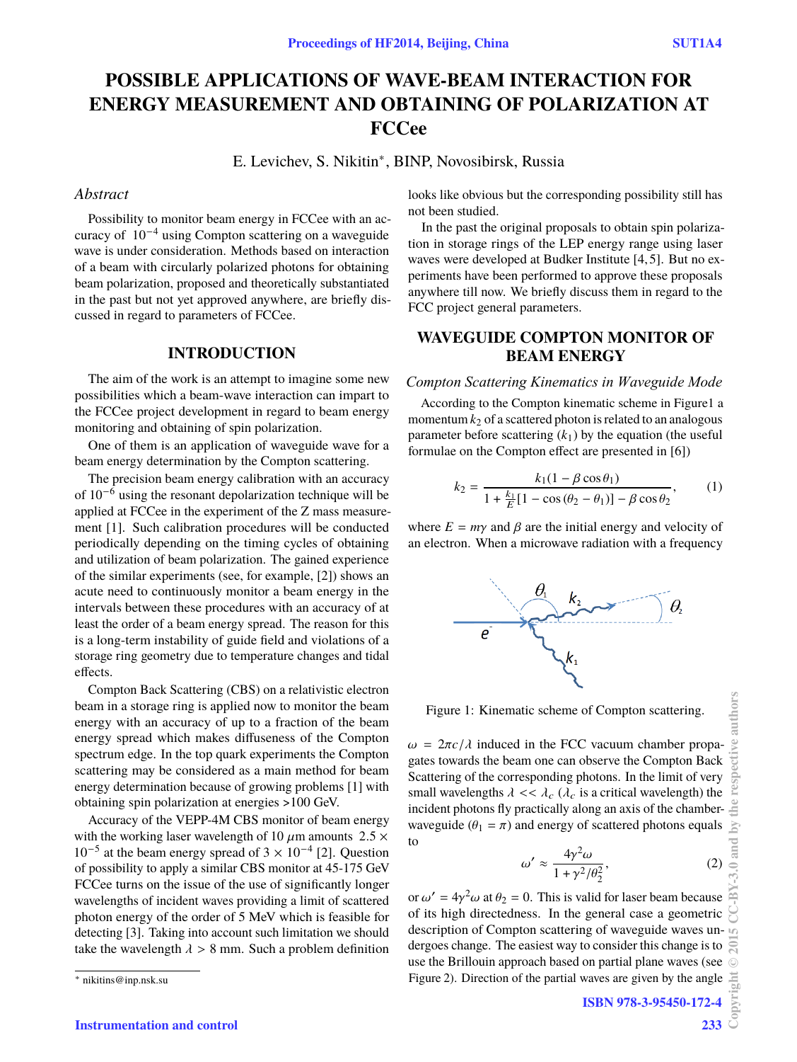# POSSIBLE APPLICATIONS OF WAVE-BEAM INTERACTION FOR ENERGY MEASUREMENT AND OBTAINING OF POLARIZATION AT FCCee

E. Levichev, S. Nikitin*, BINP, Novosibirsk, Russia

## Abstract

Possibility to monitor beam energy in FCCee with an accuracy of $10^{-4}$ using Compton scattering on a waveguide wave is under consideration. Methods based on interaction of a beam with circularly polarized photons for obtaining beam polarization, proposed and theoretically substantiated in the past but not yet approved anywhere, are briefly discussed in regard to parameters of FCCee.

## INTRODUCTION

The aim of the work is an attempt to imagine some new possibilities which a beam-wave interaction can impart to the FCCee project development in regard to beam energy monitoring and obtaining of spin polarization.

One of them is an application of waveguide wave for a beam energy determination by the Compton scattering.

The precision beam energy calibration with an accuracy of $10^{-6}$ using the resonant depolarization technique will be applied at FCCee in the experiment of the Z mass measurement [1]. Such calibration procedures will be conducted periodically depending on the timing cycles of obtaining and utilization of beam polarization. The gained experience of the similar experiments (see, for example, [2]) shows an acute need to continuously monitor a beam energy in the intervals between these procedures with an accuracy of at least the order of a beam energy spread. The reason for this is a long-term instability of guide field and violations of a storage ring geometry due to temperature changes and tidal effects.

Compton Back Scattering (CBS) on a relativistic electron beam in a storage ring is applied now to monitor the beam energy with an accuracy of up to a fraction of the beam energy spread which makes diffuseness of the Compton spectrum edge. In the top quark experiments the Compton scattering may be considered as a main method for beam energy determination because of growing problems [1] with obtaining spin polarization at energies >100 GeV.

Accuracy of the VEPP-4M CBS monitor of beam energy with the working laser wavelength of 10 $\mu$m amounts $2.5 \times 10^{-5}$ at the beam energy spread of $3 \times 10^{-4}$ [2]. Question of possibility to apply a similar CBS monitor at 45-175 GeV FCCee turns on the issue of the use of significantly longer wavelengths of incident waves providing a limit of scattered photon energy of the order of 5 MeV which is feasible for detecting [3]. Taking into account such limitation we should take the wavelength $\lambda > 8$ mm. Such a problem definition looks like obvious but the corresponding possibility still has not been studied.

In the past the original proposals to obtain spin polarization in storage rings of the LEP energy range using laser waves were developed at Budker Institute [4, 5]. But no experiments have been performed to approve these proposals anywhere till now. We briefly discuss them in regard to the FCC project general parameters.

## WAVEGUIDE COMPTON MONITOR OF BEAM ENERGY

### *Compton Scattering Kinematics in Waveguide Mode*

According to the Compton kinematic scheme in Figure1 a momentum $k_2$ of a scattered photon is related to an analogous parameter before scattering ($k_1$) by the equation (the useful formulae on the Compton effect are presented in [6])

$$k_2 = \frac{k_1(1 - \beta\cos\theta_1)}{1 + \frac{k_1}{E}[1 - \cos(\theta_2 - \theta_1)] - \beta\cos\theta_2}, \quad (1)$$

where $E = m\gamma$ and $\beta$ are the initial energy and velocity of an electron. When a microwave radiation with a frequency

Figure 1: Kinematic scheme of Compton scattering.

$\omega = 2\pi c/\lambda$ induced in the FCC vacuum chamber propagates towards the beam one can observe the Compton Back Scattering of the corresponding photons. In the limit of very small wavelengths $\lambda << \lambda_c$ ($\lambda_c$ is a critical wavelength) the incident photons fly practically along an axis of the chamber-waveguide ($\theta_1 = \pi$) and energy of scattered photons equals to

$$\omega' \approx \frac{4\gamma^2\omega}{1 + \gamma^2/\theta_2^2}, \quad (2)$$

or $\omega' = 4\gamma^2\omega$ at $\theta_2 = 0$. This is valid for laser beam because of its high directedness. In the general case a geometric description of Compton scattering of waveguide waves undergoes change. The easiest way to consider this change is to use the Brillouin approach based on partial plane waves (see Figure 2). Direction of the partial waves are given by the angle

---

* nikitins@inp.nsk.su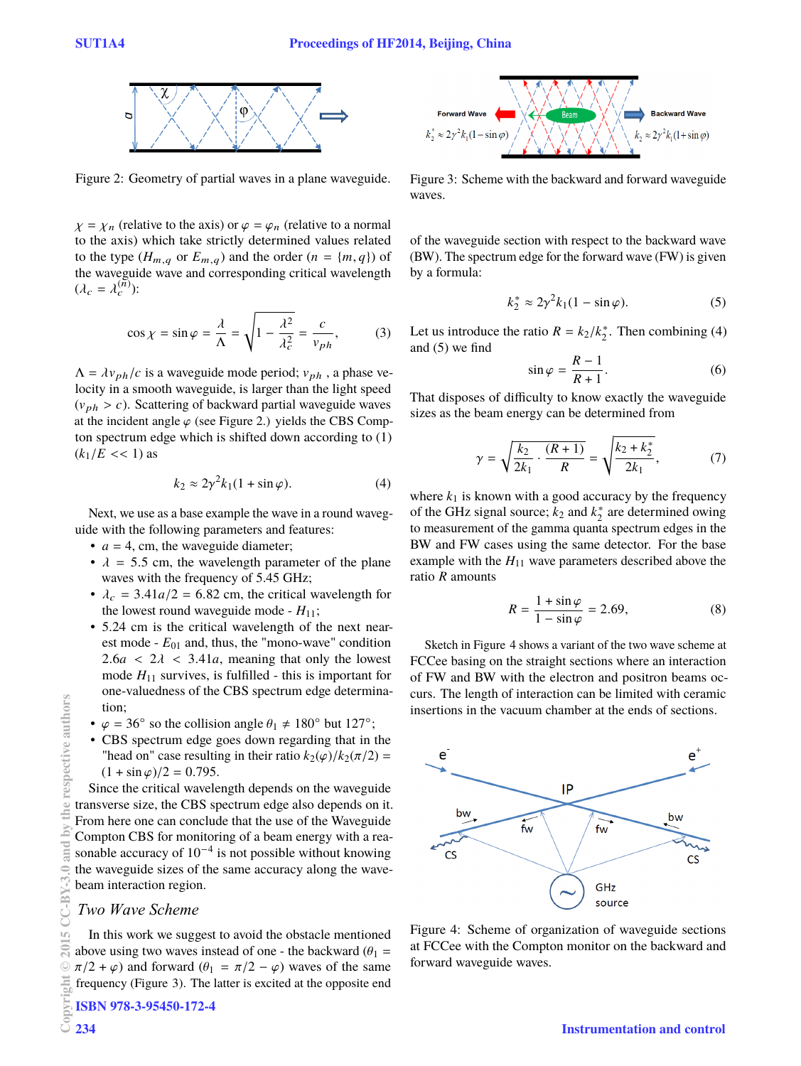Figure 2: Geometry of partial waves in a plane waveguide.

$\chi = \chi_n$ (relative to the axis) or $\varphi = \varphi_n$ (relative to a normal to the axis) which take strictly determined values related to the type ($H_{m,q}$ or $E_{m,q}$) and the order ($n = \{m, q\}$) of the waveguide wave and corresponding critical wavelength ($\lambda_c = \lambda_c^{(n)}$):

$$\cos\chi = \sin\varphi = \frac{\lambda}{\Lambda} = \sqrt{1 - \frac{\lambda^2}{\lambda_c^2}} = \frac{c}{v_{ph}}, \quad (3)$$

$\Lambda = \lambda v_{ph}/c$ is a waveguide mode period; $v_{ph}$ , a phase velocity in a smooth waveguide, is larger than the light speed ($v_{ph} > c$). Scattering of backward partial waveguide waves at the incident angle $\varphi$ (see Figure 2.) yields the CBS Compton spectrum edge which is shifted down according to (1) ($k_1/E << 1$) as

$$k_2 \approx 2\gamma^2 k_1(1 + \sin\varphi). \quad (4)$$

Next, we use as a base example the wave in a round waveguide with the following parameters and features:

- $a = 4$, cm, the waveguide diameter;
- $\lambda = 5.5$ cm, the wavelength parameter of the plane waves with the frequency of 5.45 GHz;
- $\lambda_c = 3.41a/2 = 6.82$ cm, the critical wavelength for the lowest round waveguide mode - $H_{11}$;
- 5.24 cm is the critical wavelength of the next nearest mode - $E_{01}$ and, thus, the "mono-wave" condition $2.6a < 2\lambda < 3.41a$, meaning that only the lowest mode $H_{11}$ survives, is fulfilled - this is important for one-valuedness of the CBS spectrum edge determination;
- $\varphi = 36°$ so the collision angle $\theta_1 \neq 180°$ but 127°;
- CBS spectrum edge goes down regarding that in the "head on" case resulting in their ratio $k_2(\varphi)/k_2(\pi/2) = (1 + \sin\varphi)/2 = 0.795$.

Since the critical wavelength depends on the waveguide transverse size, the CBS spectrum edge also depends on it. From here one can conclude that the use of the Waveguide Compton CBS for monitoring of a beam energy with a reasonable accuracy of $10^{-4}$ is not possible without knowing the waveguide sizes of the same accuracy along the wave-beam interaction region.

## Two Wave Scheme

In this work we suggest to avoid the obstacle mentioned above using two waves instead of one - the backward ($\theta_1 = \pi/2 + \varphi$) and forward ($\theta_1 = \pi/2 - \varphi$) waves of the same frequency (Figure 3). The latter is excited at the opposite end of the waveguide section with respect to the backward wave (BW). The spectrum edge for the forward wave (FW) is given by a formula:

Figure 3: Scheme with the backward and forward waveguide waves.

$$k_2^* \approx 2\gamma^2 k_1(1 - \sin\varphi). \quad (5)$$

Let us introduce the ratio $R = k_2/k_2^*$. Then combining (4) and (5) we find

$$\sin\varphi = \frac{R-1}{R+1}. \quad (6)$$

That disposes of difficulty to know exactly the waveguide sizes as the beam energy can be determined from

$$\gamma = \sqrt{\frac{k_2}{2k_1} \cdot \frac{(R+1)}{R}} = \sqrt{\frac{k_2 + k_2^*}{2k_1}}, \quad (7)$$

where $k_1$ is known with a good accuracy by the frequency of the GHz signal source; $k_2$ and $k_2^*$ are determined owing to measurement of the gamma quanta spectrum edges in the BW and FW cases using the same detector. For the base example with the $H_{11}$ wave parameters described above the ratio $R$ amounts

$$R = \frac{1 + \sin\varphi}{1 - \sin\varphi} = 2.69, \quad (8)$$

Sketch in Figure 4 shows a variant of the two wave scheme at FCCee basing on the straight sections where an interaction of FW and BW with the electron and positron beams occurs. The length of interaction can be limited with ceramic insertions in the vacuum chamber at the ends of sections.

Figure 4: Scheme of organization of waveguide sections at FCCee with the Compton monitor on the backward and forward waveguide waves.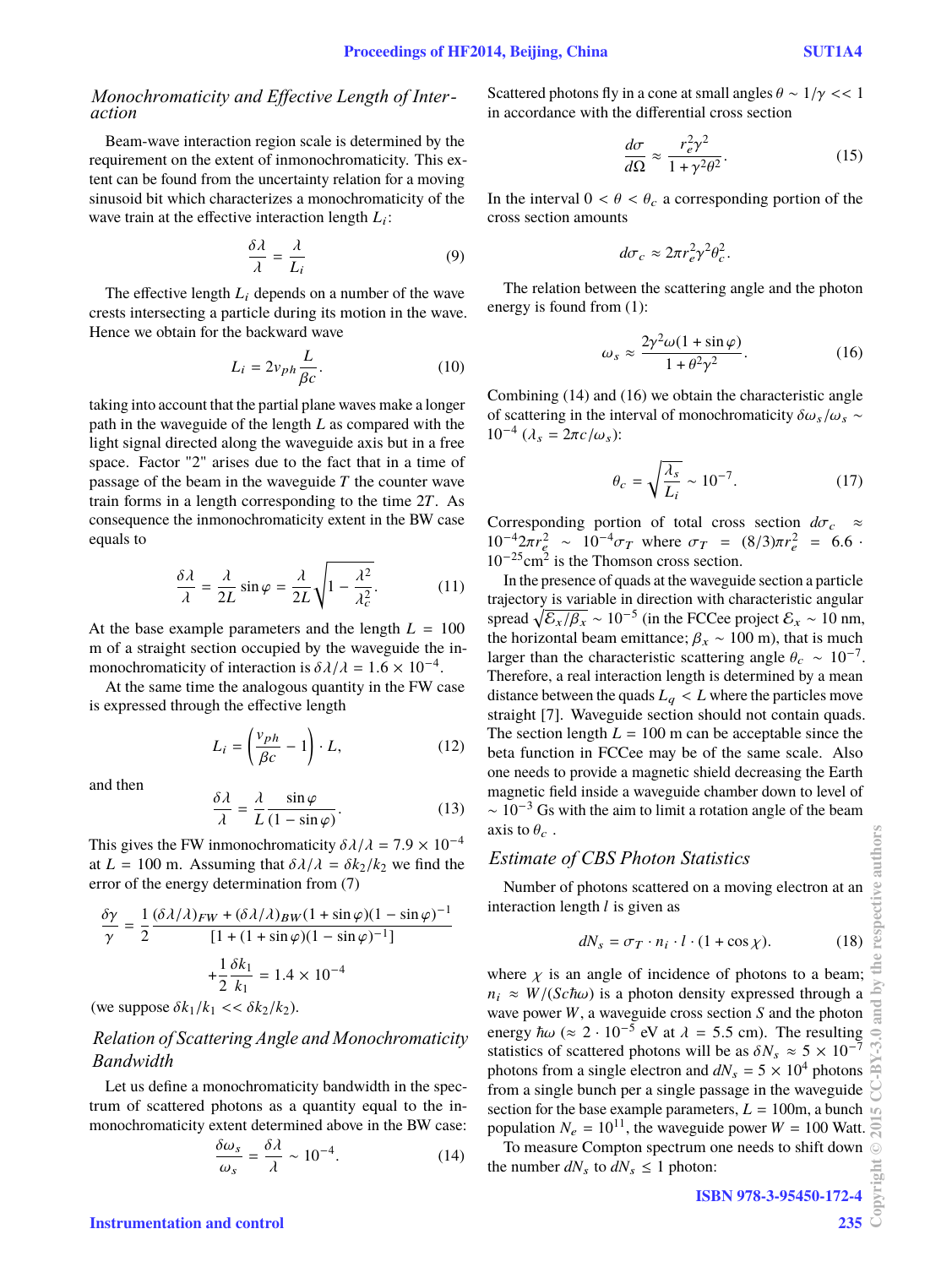### Monochromaticity and Effective Length of Interaction

Beam-wave interaction region scale is determined by the requirement on the extent of inmonochromaticity. This extent can be found from the uncertainty relation for a moving sinusoid bit which characterizes a monochromaticity of the wave train at the effective interaction length $L_i$:

$$\frac{\delta\lambda}{\lambda} = \frac{\lambda}{L_i} \tag{9}$$

The effective length $L_i$ depends on a number of the wave crests intersecting a particle during its motion in the wave. Hence we obtain for the backward wave

$$L_i = 2v_{ph}\frac{L}{\beta c}. \tag{10}$$

taking into account that the partial plane waves make a longer path in the waveguide of the length $L$ as compared with the light signal directed along the waveguide axis but in a free space. Factor "2" arises due to the fact that in a time of passage of the beam in the waveguide $T$ the counter wave train forms in a length corresponding to the time $2T$. As consequence the inmonochromaticity extent in the BW case equals to

$$\frac{\delta\lambda}{\lambda} = \frac{\lambda}{2L}\sin\varphi = \frac{\lambda}{2L}\sqrt{1-\frac{\lambda^2}{\lambda_c^2}}. \tag{11}$$

At the base example parameters and the length $L = 100$ m of a straight section occupied by the waveguide the inmonochromaticity of interaction is $\delta\lambda/\lambda = 1.6\times10^{-4}$.

At the same time the analogous quantity in the FW case is expressed through the effective length

$$L_i = \left(\frac{v_{ph}}{\beta c} - 1\right)\cdot L, \tag{12}$$

and then

$$\frac{\delta\lambda}{\lambda} = \frac{\lambda}{L}\frac{\sin\varphi}{(1-\sin\varphi)}. \tag{13}$$

This gives the FW inmonochromaticity $\delta\lambda/\lambda = 7.9\times10^{-4}$ at $L = 100$ m. Assuming that $\delta\lambda/\lambda = \delta k_2/k_2$ we find the error of the energy determination from (7)

$$\frac{\delta\gamma}{\gamma} = \frac{1}{2}\frac{(\delta\lambda/\lambda)_{FW} + (\delta\lambda/\lambda)_{BW}(1+\sin\varphi)(1-\sin\varphi)^{-1}}{[1+(1+\sin\varphi)(1-\sin\varphi)^{-1}]}$$

$$+\frac{1}{2}\frac{\delta k_1}{k_1} = 1.4\times10^{-4}$$

(we suppose $\delta k_1/k_1 << \delta k_2/k_2$).

### Relation of Scattering Angle and Monochromaticity Bandwidth

Let us define a monochromaticity bandwidth in the spectrum of scattered photons as a quantity equal to the inmonochromaticity extent determined above in the BW case:

$$\frac{\delta\omega_s}{\omega_s} = \frac{\delta\lambda}{\lambda} \sim 10^{-4}. \tag{14}$$

Scattered photons fly in a cone at small angles $\theta \sim 1/\gamma << 1$ in accordance with the differential cross section

$$\frac{d\sigma}{d\Omega} \approx \frac{r_e^2\gamma^2}{1+\gamma^2\theta^2}. \tag{15}$$

In the interval $0 < \theta < \theta_c$ a corresponding portion of the cross section amounts

$$d\sigma_c \approx 2\pi r_e^2\gamma^2\theta_c^2.$$

The relation between the scattering angle and the photon energy is found from (1):

$$\omega_s \approx \frac{2\gamma^2\omega(1+\sin\varphi)}{1+\theta^2\gamma^2}. \tag{16}$$

Combining (14) and (16) we obtain the characteristic angle of scattering in the interval of monochromaticity $\delta\omega_s/\omega_s \sim 10^{-4}$ ($\lambda_s = 2\pi c/\omega_s$):

$$\theta_c = \sqrt{\frac{\lambda_s}{L_i}} \sim 10^{-7}. \tag{17}$$

Corresponding portion of total cross section $d\sigma_c \approx 10^{-4}2\pi r_e^2 \sim 10^{-4}\sigma_T$ where $\sigma_T = (8/3)\pi r_e^2 = 6.6\cdot10^{-25}\text{cm}^2$ is the Thomson cross section.

In the presence of quads at the waveguide section a particle trajectory is variable in direction with characteristic angular spread $\sqrt{\mathcal{E}_x/\beta_x} \sim 10^{-5}$ (in the FCCee project $\mathcal{E}_x \sim 10$ nm, the horizontal beam emittance; $\beta_x \sim 100$ m), that is much larger than the characteristic scattering angle $\theta_c \sim 10^{-7}$. Therefore, a real interaction length is determined by a mean distance between the quads $L_q < L$ where the particles move straight [7]. Waveguide section should not contain quads. The section length $L = 100$ m can be acceptable since the beta function in FCCee may be of the same scale. Also one needs to provide a magnetic shield decreasing the Earth magnetic field inside a waveguide chamber down to level of $\sim 10^{-3}$ Gs with the aim to limit a rotation angle of the beam axis to $\theta_c$ .

### Estimate of CBS Photon Statistics

Number of photons scattered on a moving electron at an interaction length $l$ is given as

$$dN_s = \sigma_T\cdot n_i\cdot l\cdot(1+\cos\chi). \tag{18}$$

where $\chi$ is an angle of incidence of photons to a beam; $n_i \approx W/(Sc\hbar\omega)$ is a photon density expressed through a wave power $W$, a waveguide cross section $S$ and the photon energy $\hbar\omega$ ($\approx 2\cdot10^{-5}$ eV at $\lambda = 5.5$ cm). The resulting statistics of scattered photons will be as $\delta N_s \approx 5\times10^{-7}$ photons from a single electron and $dN_s = 5\times10^4$ photons from a single bunch per a single passage in the waveguide section for the base example parameters, $L = 100$m, a bunch population $N_e = 10^{11}$, the waveguide power $W = 100$ Watt.

To measure Compton spectrum one needs to shift down the number $dN_s$ to $dN_s \leq 1$ photon: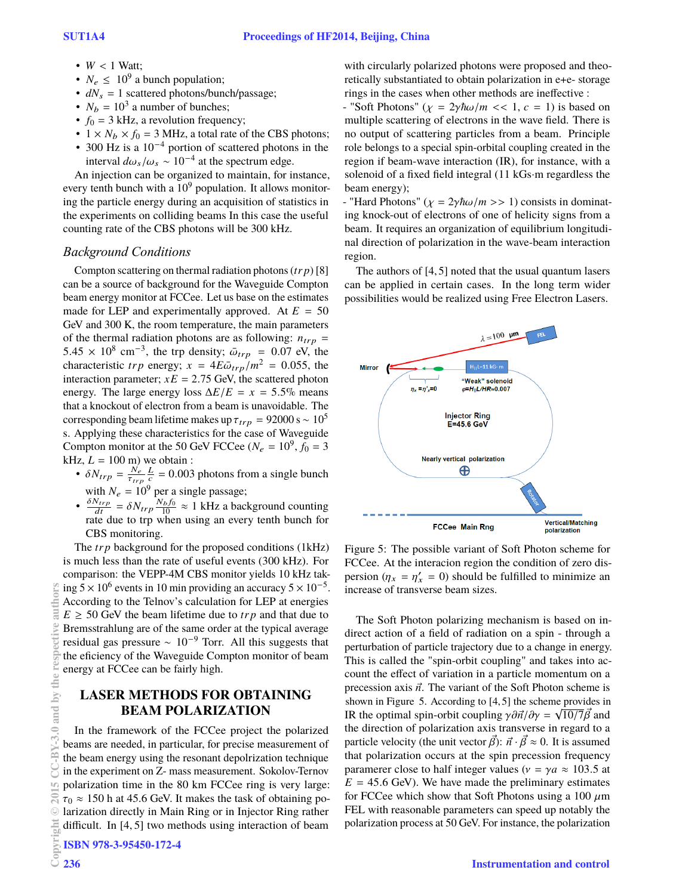- $W < 1$ Watt;
- $N_e \leq 10^9$ a bunch population;
- $dN_s = 1$ scattered photons/bunch/passage;
- $N_b = 10^3$ a number of bunches;
- $f_0 = 3$ kHz, a revolution frequency;
- $1 \times N_b \times f_0 = 3$ MHz, a total rate of the CBS photons;
- 300 Hz is a $10^{-4}$ portion of scattered photons in the interval $d\omega_s/\omega_s \sim 10^{-4}$ at the spectrum edge.

An injection can be organized to maintain, for instance, every tenth bunch with a $10^9$ population. It allows monitoring the particle energy during an acquisition of statistics in the experiments on colliding beams In this case the useful counting rate of the CBS photons will be 300 kHz.

### *Background Conditions*

Compton scattering on thermal radiation photons ($trp$) [8] can be a source of background for the Waveguide Compton beam energy monitor at FCCee. Let us base on the estimates made for LEP and experimentally approved. At $E = 50$ GeV and 300 K, the room temperature, the main parameters of the thermal radiation photons are as following: $n_{trp} = 5.45 \times 10^8$ cm$^{-3}$, the trp density; $\bar{\omega}_{trp} = 0.07$ eV, the characteristic $trp$ energy; $x = 4E\bar{\omega}_{trp}/m^2 = 0.055$, the interaction parameter; $xE = 2.75$ GeV, the scattered photon energy. The large energy loss $\Delta E/E = x = 5.5\%$ means that a knockout of electron from a beam is unavoidable. The corresponding beam lifetime makes up $\tau_{trp} = 92000$ s $\sim 10^5$ s. Applying these characteristics for the case of Waveguide Compton monitor at the 50 GeV FCCee ($N_e = 10^9$, $f_0 = 3$ kHz, $L = 100$ m) we obtain :

- $\delta N_{trp} = \frac{N_e}{\tau_{trp}} \frac{L}{c} = 0.003$ photons from a single bunch with $N_e = 10^9$ per a single passage;
- $\frac{\delta N_{trp}}{dt} = \delta N_{trp} \frac{N_b f_0}{10} \approx 1$ kHz a background counting rate due to trp when using an every tenth bunch for CBS monitoring.

The $trp$ background for the proposed conditions (1kHz) is much less than the rate of useful events (300 kHz). For comparison: the VEPP-4M CBS monitor yields 10 kHz taking $5 \times 10^6$ events in 10 min providing an accuracy $5 \times 10^{-5}$. According to the Telnov's calculation for LEP at energies $E \geq 50$ GeV the beam lifetime due to $trp$ and that due to Bremsstrahlung are of the same order at the typical average residual gas pressure $\sim 10^{-9}$ Torr. All this suggests that the eficiency of the Waveguide Compton monitor of beam energy at FCCee can be fairly high.

## LASER METHODS FOR OBTAINING BEAM POLARIZATION

In the framework of the FCCee project the polarized beams are needed, in particular, for precise measurement of the beam energy using the resonant depolrization technique in the experiment on Z- mass measurement. Sokolov-Ternov polarization time in the 80 km FCCee ring is very large: $\tau_0 \approx 150$ h at 45.6 GeV. It makes the task of obtaining polarization directly in Main Ring or in Injector Ring rather difficult. In [4, 5] two methods using interaction of beam with circularly polarized photons were proposed and theoretically substantiated to obtain polarization in e+e- storage rings in the cases when other methods are ineffective :

- "Soft Photons" ($\chi = 2\gamma\hbar\omega/m << 1$, $c = 1$) is based on multiple scattering of electrons in the wave field. There is no output of scattering particles from a beam. Principle role belongs to a special spin-orbital coupling created in the region if beam-wave interaction (IR), for instance, with a solenoid of a fixed field integral (11 kGs·m regardless the beam energy);
- "Hard Photons" ($\chi = 2\gamma\hbar\omega/m >> 1$) consists in dominating knock-out of electrons of one of helicity signs from a beam. It requires an organization of equilibrium longitudinal direction of polarization in the wave-beam interaction region.

The authors of [4, 5] noted that the usual quantum lasers can be applied in certain cases. In the long term wider possibilities would be realized using Free Electron Lasers.

Figure 5: The possible variant of Soft Photon scheme for FCCee. At the interacion region the condition of zero dispersion ($\eta_x = \eta'_x = 0$) should be fulfilled to minimize an increase of transverse beam sizes.

The Soft Photon polarizing mechanism is based on indirect action of a field of radiation on a spin - through a perturbation of particle trajectory due to a change in energy. This is called the "spin-orbit coupling" and takes into account the effect of variation in a particle momentum on a precession axis $\vec{n}$. The variant of the Soft Photon scheme is shown in Figure 5. According to [4, 5] the scheme provides in IR the optimal spin-orbit coupling $\gamma\partial\vec{n}/\partial\gamma = \sqrt{10/7}\vec{\beta}$ and the direction of polarization axis transverse in regard to a particle velocity (the unit vector $\vec{\beta}$): $\vec{n} \cdot \vec{\beta} \approx 0$. It is assumed that polarization occurs at the spin precession frequency paramerer close to half integer values ($\nu = \gamma a \approx 103.5$ at $E = 45.6$ GeV). We have made the preliminary estimates for FCCee which show that Soft Photons using a 100 $\mu m$ FEL with reasonable parameters can speed up notably the polarization process at 50 GeV. For instance, the polarization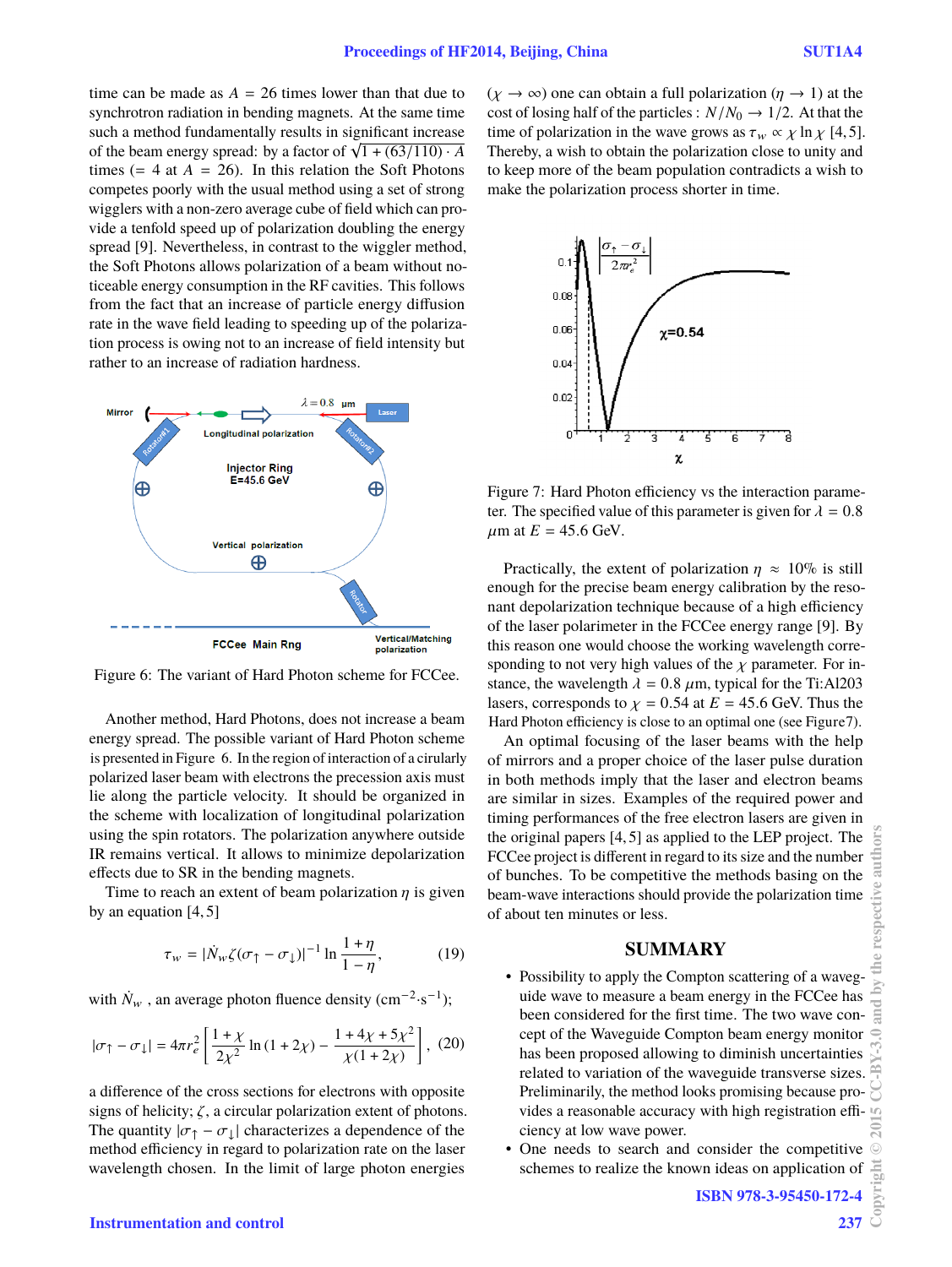time can be made as $A = 26$ times lower than that due to synchrotron radiation in bending magnets. At the same time such a method fundamentally results in significant increase of the beam energy spread: by a factor of $\sqrt{1 + (63/110) \cdot A}$ times ($= 4$ at $A = 26$). In this relation the Soft Photons competes poorly with the usual method using a set of strong wigglers with a non-zero average cube of field which can provide a tenfold speed up of polarization doubling the energy spread [9]. Nevertheless, in contrast to the wiggler method, the Soft Photons allows polarization of a beam without noticeable energy consumption in the RF cavities. This follows from the fact that an increase of particle energy diffusion rate in the wave field leading to speeding up of the polarization process is owing not to an increase of field intensity but rather to an increase of radiation hardness.

Figure 6: The variant of Hard Photon scheme for FCCee.

Another method, Hard Photons, does not increase a beam energy spread. The possible variant of Hard Photon scheme is presented in Figure 6. In the region of interaction of a cirularly polarized laser beam with electrons the precession axis must lie along the particle velocity. It should be organized in the scheme with localization of longitudinal polarization using the spin rotators. The polarization anywhere outside IR remains vertical. It allows to minimize depolarization effects due to SR in the bending magnets.

Time to reach an extent of beam polarization $\eta$ is given by an equation [4, 5]

$$\tau_w = |\dot{N}_w \zeta (\sigma_\uparrow - \sigma_\downarrow)|^{-1} \ln \frac{1+\eta}{1-\eta}, \quad (19)$$

with $\dot{N}_w$ , an average photon fluence density (cm$^{-2}\cdot$s$^{-1}$);

$$|\sigma_\uparrow - \sigma_\downarrow| = 4\pi r_e^2 \left[ \frac{1+\chi}{2\chi^2} \ln(1+2\chi) - \frac{1+4\chi+5\chi^2}{\chi(1+2\chi)} \right], \quad (20)$$

a difference of the cross sections for electrons with opposite signs of helicity; $\zeta$, a circular polarization extent of photons. The quantity $|\sigma_\uparrow - \sigma_\downarrow|$ characterizes a dependence of the method efficiency in regard to polarization rate on the laser wavelength chosen. In the limit of large photon energies ($\chi \to \infty$) one can obtain a full polarization ($\eta \to 1$) at the cost of losing half of the particles : $N/N_0 \to 1/2$. At that the time of polarization in the wave grows as $\tau_w \propto \chi \ln \chi$ [4, 5]. Thereby, a wish to obtain the polarization close to unity and to keep more of the beam population contradicts a wish to make the polarization process shorter in time.

Figure 7: Hard Photon efficiency vs the interaction parameter. The specified value of this parameter is given for $\lambda = 0.8$ $\mu$m at $E = 45.6$ GeV.

Practically, the extent of polarization $\eta \approx 10\%$ is still enough for the precise beam energy calibration by the resonant depolarization technique because of a high efficiency of the laser polarimeter in the FCCee energy range [9]. By this reason one would choose the working wavelength corresponding to not very high values of the $\chi$ parameter. For instance, the wavelength $\lambda = 0.8$ $\mu$m, typical for the Ti:Al203 lasers, corresponds to $\chi = 0.54$ at $E = 45.6$ GeV. Thus the Hard Photon efficiency is close to an optimal one (see Figure7).

An optimal focusing of the laser beams with the help of mirrors and a proper choice of the laser pulse duration in both methods imply that the laser and electron beams are similar in sizes. Examples of the required power and timing performances of the free electron lasers are given in the original papers [4, 5] as applied to the LEP project. The FCCee project is different in regard to its size and the number of bunches. To be competitive the methods basing on the beam-wave interactions should provide the polarization time of about ten minutes or less.

## SUMMARY

- Possibility to apply the Compton scattering of a waveguide wave to measure a beam energy in the FCCee has been considered for the first time. The two wave concept of the Waveguide Compton beam energy monitor has been proposed allowing to diminish uncertainties related to variation of the waveguide transverse sizes. Preliminarily, the method looks promising because provides a reasonable accuracy with high registration efficiency at low wave power.
- One needs to search and consider the competitive schemes to realize the known ideas on application of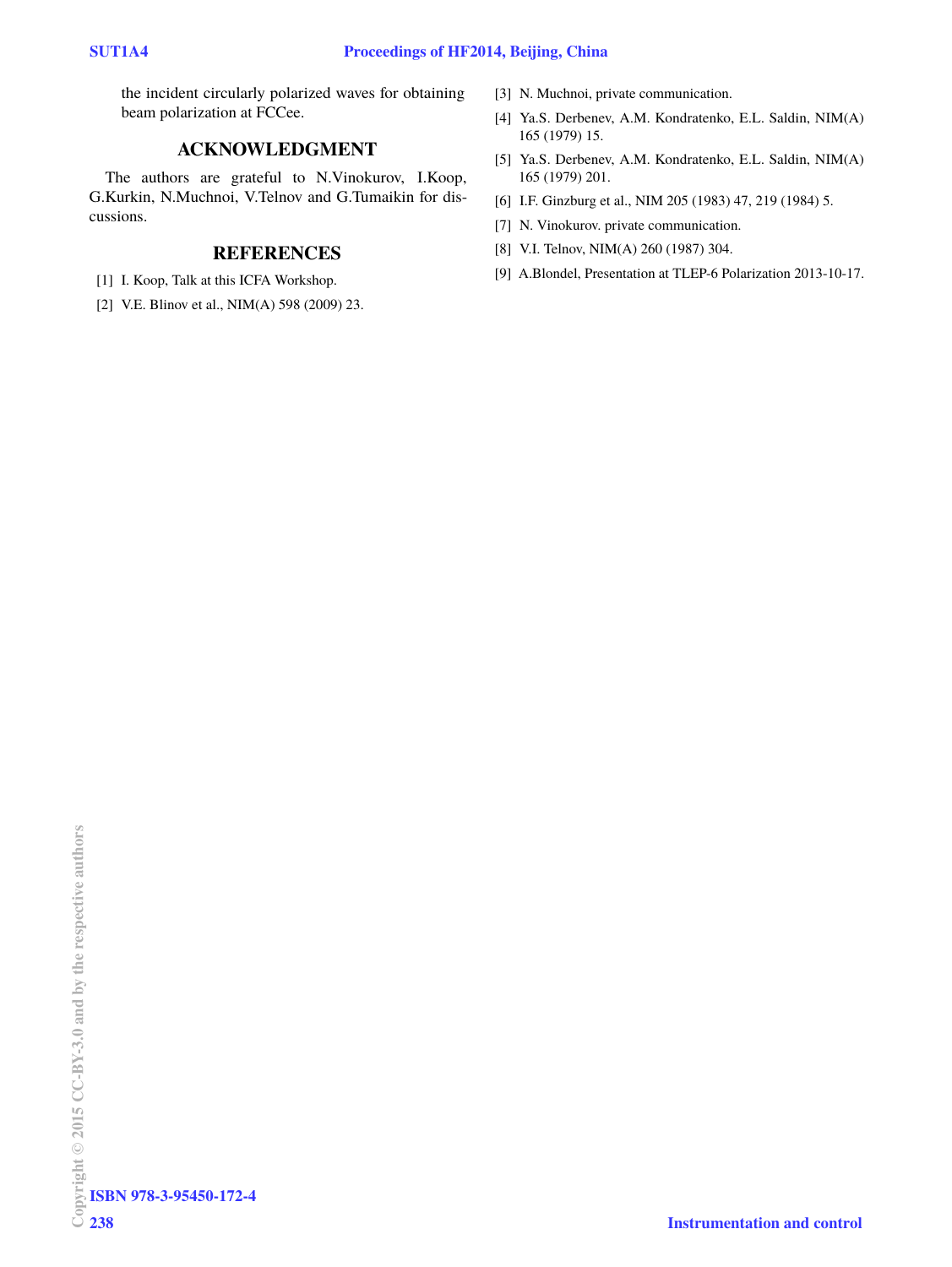the incident circularly polarized waves for obtaining beam polarization at FCCee.

## ACKNOWLEDGMENT

The authors are grateful to N.Vinokurov, I.Koop, G.Kurkin, N.Muchnoi, V.Telnov and G.Tumaikin for discussions.

## REFERENCES

[1] I. Koop, Talk at this ICFA Workshop.

[2] V.E. Blinov et al., NIM(A) 598 (2009) 23.

[3] N. Muchnoi, private communication.

[4] Ya.S. Derbenev, A.M. Kondratenko, E.L. Saldin, NIM(A) 165 (1979) 15.

[5] Ya.S. Derbenev, A.M. Kondratenko, E.L. Saldin, NIM(A) 165 (1979) 201.

[6] I.F. Ginzburg et al., NIM 205 (1983) 47, 219 (1984) 5.

[7] N. Vinokurov. private communication.

[8] V.I. Telnov, NIM(A) 260 (1987) 304.

[9] A.Blondel, Presentation at TLEP-6 Polarization 2013-10-17.